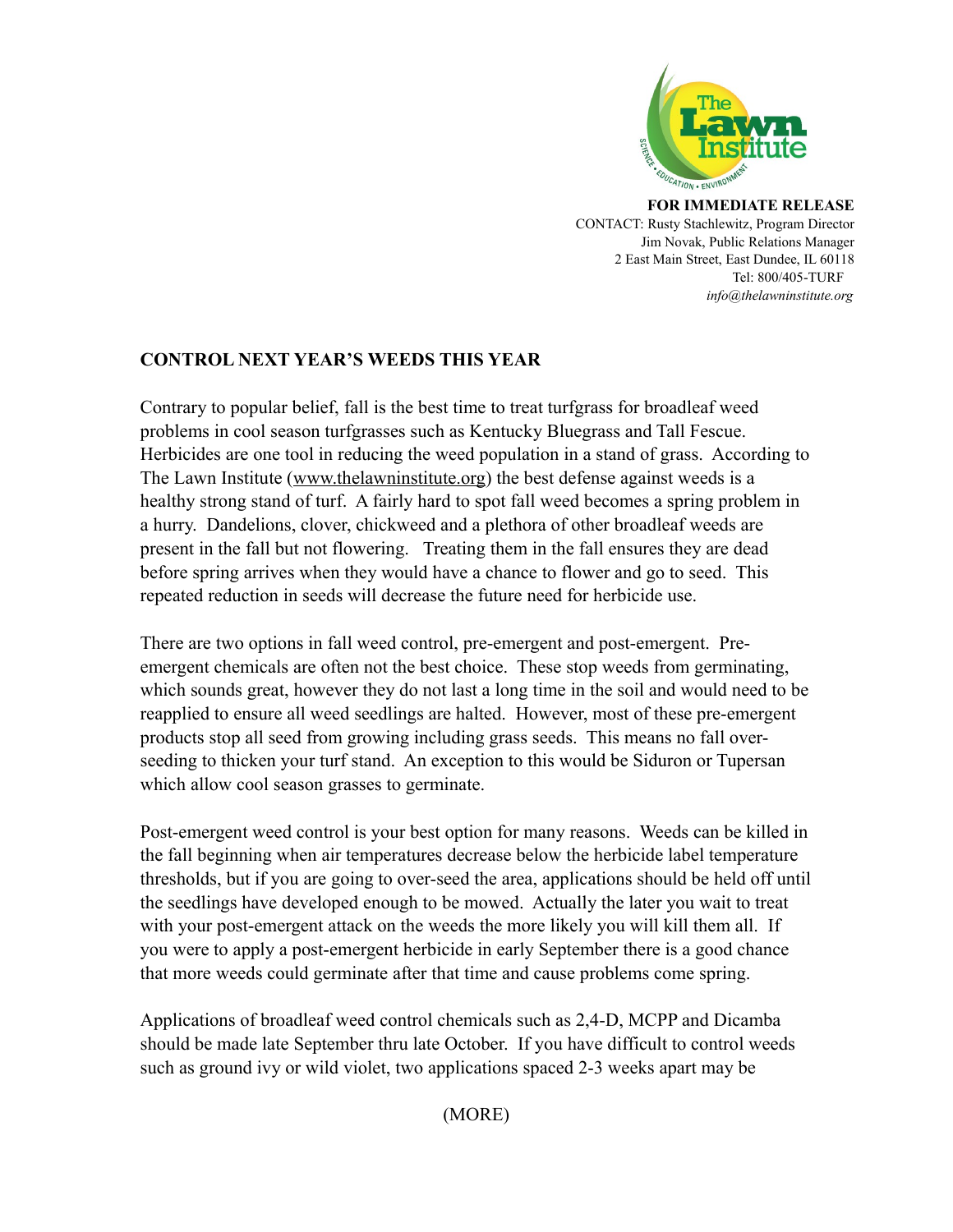**FOR IMMEDIATE RELEASE**
CONTACT: Rusty Stachlewitz, Program Director
Jim Novak, Public Relations Manager
2 East Main Street, East Dundee, IL 60118
Tel: 800/405-TURF
*info@thelawninstitute.org*

## CONTROL NEXT YEAR'S WEEDS THIS YEAR

Contrary to popular belief, fall is the best time to treat turfgrass for broadleaf weed problems in cool season turfgrasses such as Kentucky Bluegrass and Tall Fescue. Herbicides are one tool in reducing the weed population in a stand of grass. According to The Lawn Institute (www.thelawninstitute.org) the best defense against weeds is a healthy strong stand of turf. A fairly hard to spot fall weed becomes a spring problem in a hurry. Dandelions, clover, chickweed and a plethora of other broadleaf weeds are present in the fall but not flowering. Treating them in the fall ensures they are dead before spring arrives when they would have a chance to flower and go to seed. This repeated reduction in seeds will decrease the future need for herbicide use.

There are two options in fall weed control, pre-emergent and post-emergent. Pre-emergent chemicals are often not the best choice. These stop weeds from germinating, which sounds great, however they do not last a long time in the soil and would need to be reapplied to ensure all weed seedlings are halted. However, most of these pre-emergent products stop all seed from growing including grass seeds. This means no fall over-seeding to thicken your turf stand. An exception to this would be Siduron or Tupersan which allow cool season grasses to germinate.

Post-emergent weed control is your best option for many reasons. Weeds can be killed in the fall beginning when air temperatures decrease below the herbicide label temperature thresholds, but if you are going to over-seed the area, applications should be held off until the seedlings have developed enough to be mowed. Actually the later you wait to treat with your post-emergent attack on the weeds the more likely you will kill them all. If you were to apply a post-emergent herbicide in early September there is a good chance that more weeds could germinate after that time and cause problems come spring.

Applications of broadleaf weed control chemicals such as 2,4-D, MCPP and Dicamba should be made late September thru late October. If you have difficult to control weeds such as ground ivy or wild violet, two applications spaced 2-3 weeks apart may be

(MORE)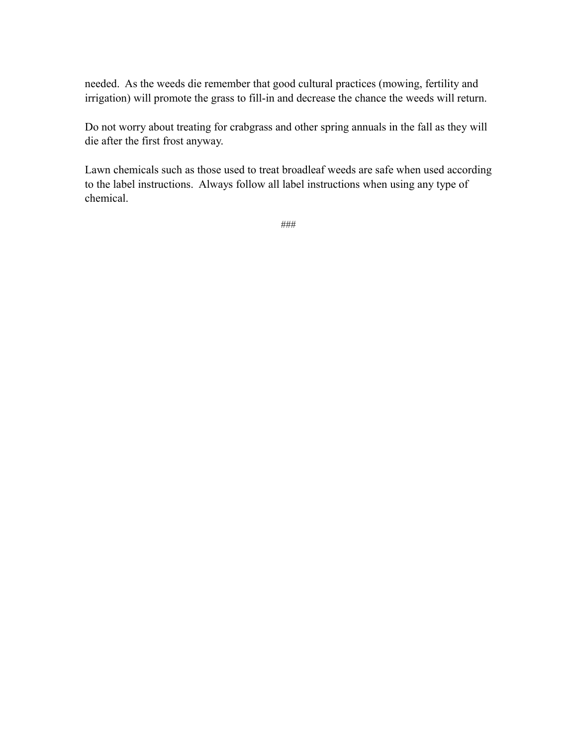needed. As the weeds die remember that good cultural practices (mowing, fertility and irrigation) will promote the grass to fill-in and decrease the chance the weeds will return.

Do not worry about treating for crabgrass and other spring annuals in the fall as they will die after the first frost anyway.

Lawn chemicals such as those used to treat broadleaf weeds are safe when used according to the label instructions. Always follow all label instructions when using any type of chemical.

###